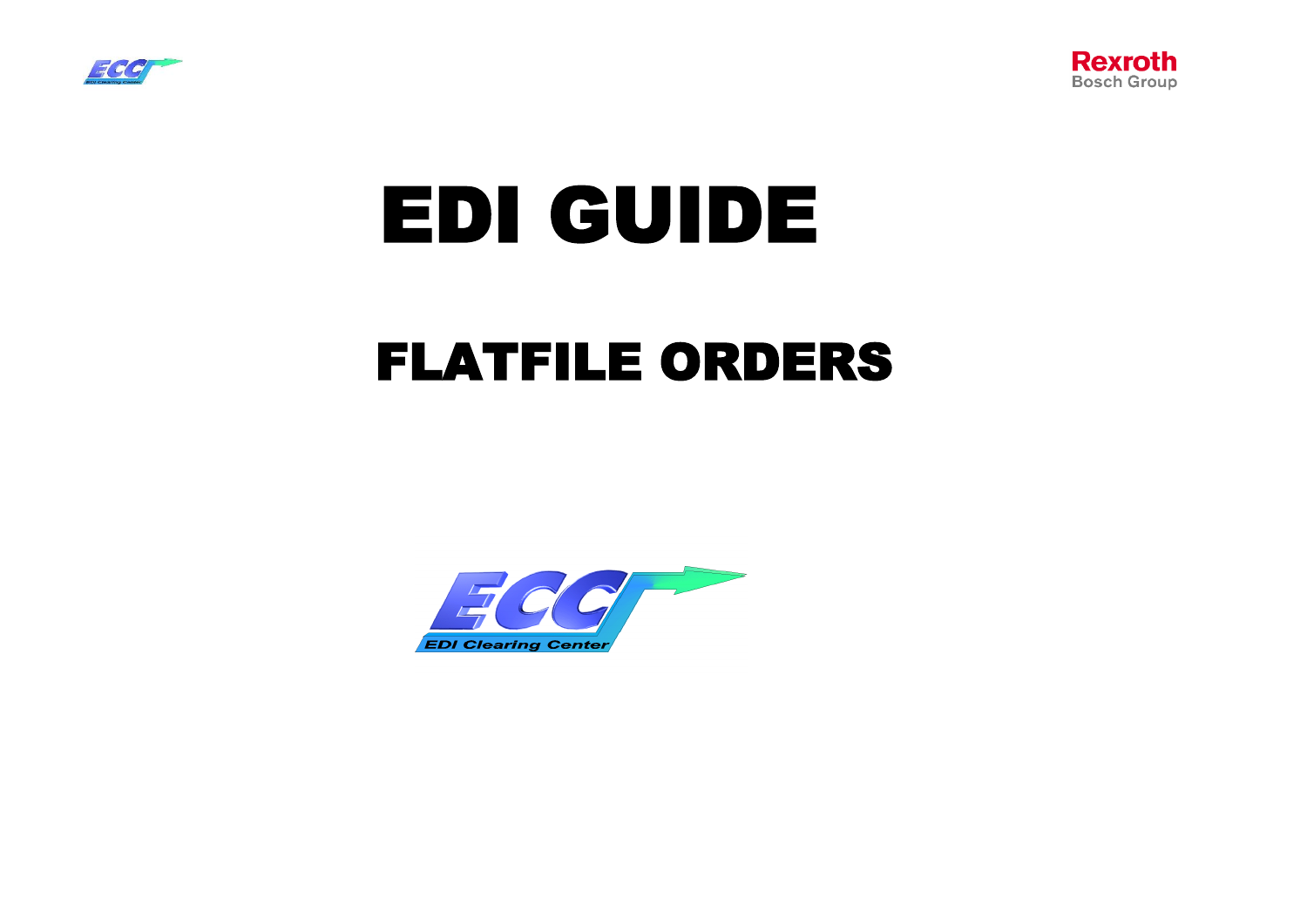# EDI GUIDE

## FLATFILE ORDERS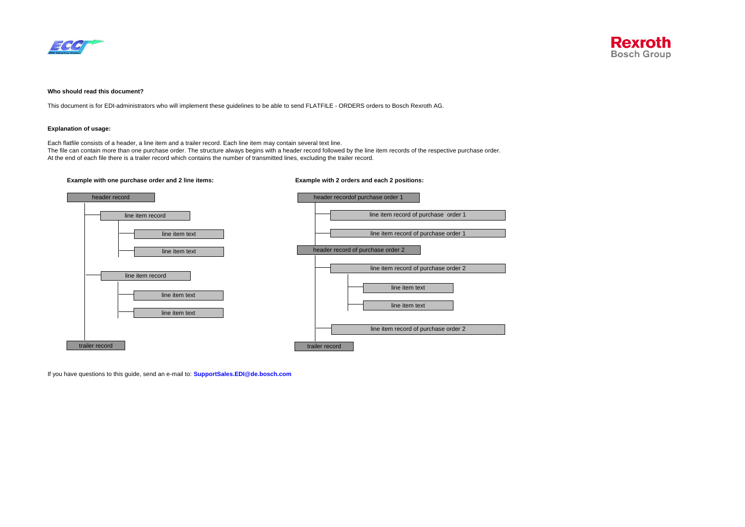**Who should read this document?**

This document is for EDI-administrators who will implement these guidelines to be able to send FLATFILE - ORDERS orders to Bosch Rexroth AG.

**Explanation of usage:**

Each flatfile consists of a header, a line item and a trailer record. Each line item may contain several text line.
The file can contain more than one purchase order. The structure always begins with a header record followed by the line item records of the respective purchase order.
At the end of each file there is a trailer record which contains the number of transmitted lines, excluding the trailer record.

**Example with one purchase order and 2 line items:**

- header record
  - line item record
    - line item text
    - line item text
  - line item record
    - line item text
    - line item text
- trailer record

**Example with 2 orders and each 2 positions:**

- header recordof purchase order 1
  - line item record of purchase order 1
  - line item record of purchase order 1
- header record of purchase order 2
  - line item record of purchase order 2
    - line item text
    - line item text
  - line item record of purchase order 2
- trailer record

If you have questions to this guide, send an e-mail to: **SupportSales.EDI@de.bosch.com**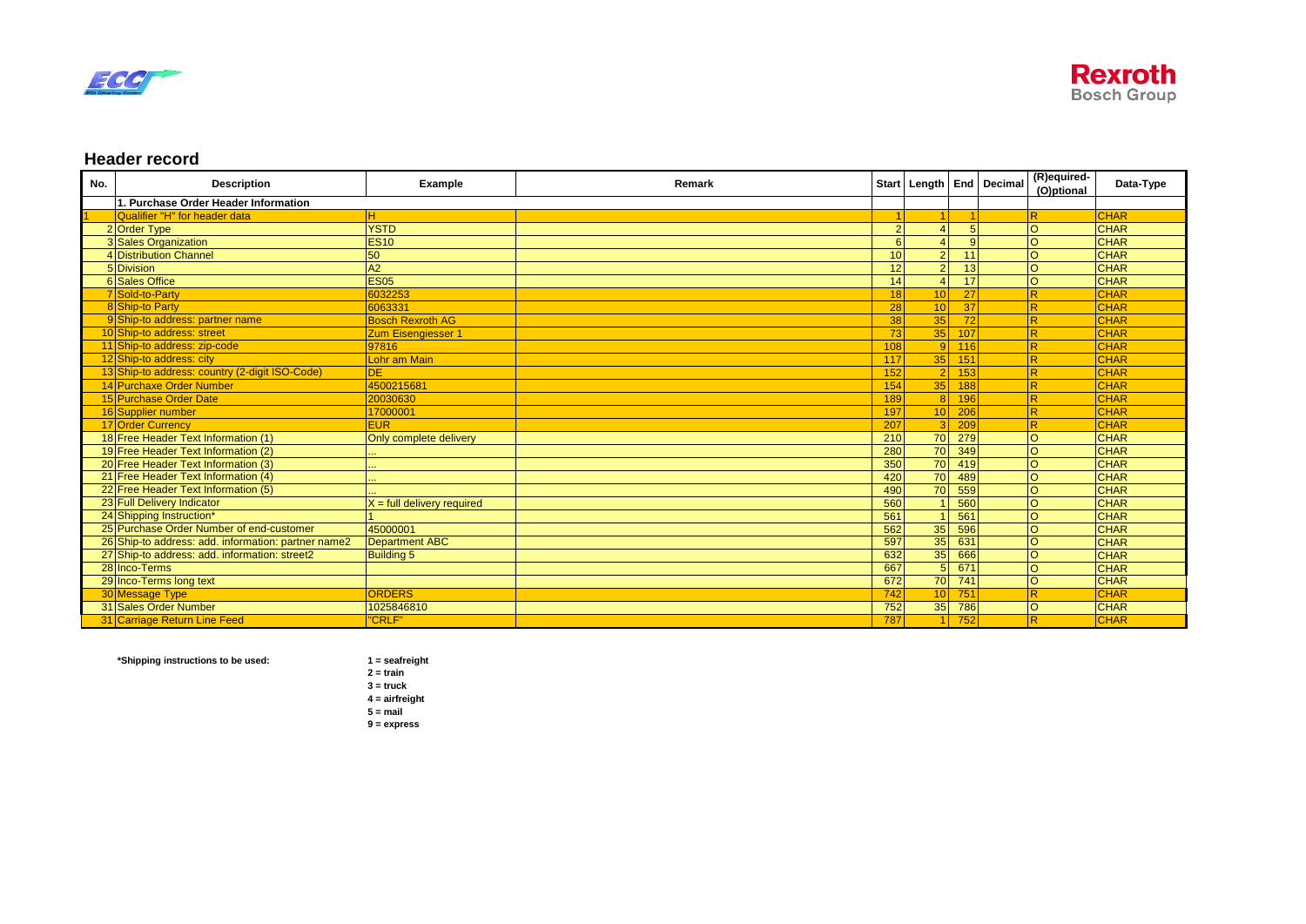## Header record

| No. | Description | Example | Remark | Start | Length | End | Decimal | (R)equired-(O)ptional | Data-Type |
|---|---|---|---|---|---|---|---|---|---|
| | 1. Purchase Order Header Information | | | | | | | | |
| 1 | Qualifier "H" for header data | H | | 1 | 1 | 1 | | R | CHAR |
| 2 | Order Type | YSTD | | 2 | 4 | 5 | | O | CHAR |
| 3 | Sales Organization | ES10 | | 6 | 4 | 9 | | O | CHAR |
| 4 | Distribution Channel | 50 | | 10 | 2 | 11 | | O | CHAR |
| 5 | Division | A2 | | 12 | 2 | 13 | | O | CHAR |
| 6 | Sales Office | ES05 | | 14 | 4 | 17 | | O | CHAR |
| 7 | Sold-to-Party | 6032253 | | 18 | 10 | 27 | | R | CHAR |
| 8 | Ship-to Party | 6063331 | | 28 | 10 | 37 | | R | CHAR |
| 9 | Ship-to address: partner name | Bosch Rexroth AG | | 38 | 35 | 72 | | R | CHAR |
| 10 | Ship-to address: street | Zum Eisengiesser 1 | | 73 | 35 | 107 | | R | CHAR |
| 11 | Ship-to address: zip-code | 97816 | | 108 | 9 | 116 | | R | CHAR |
| 12 | Ship-to address: city | Lohr am Main | | 117 | 35 | 151 | | R | CHAR |
| 13 | Ship-to address: country (2-digit ISO-Code) | DE | | 152 | 2 | 153 | | R | CHAR |
| 14 | Purchaxe Order Number | 4500215681 | | 154 | 35 | 188 | | R | CHAR |
| 15 | Purchase Order Date | 20030630 | | 189 | 8 | 196 | | R | CHAR |
| 16 | Supplier number | 17000001 | | 197 | 10 | 206 | | R | CHAR |
| 17 | Order Currency | EUR | | 207 | 3 | 209 | | R | CHAR |
| 18 | Free Header Text Information (1) | Only complete delivery | | 210 | 70 | 279 | | O | CHAR |
| 19 | Free Header Text Information (2) | ... | | 280 | 70 | 349 | | O | CHAR |
| 20 | Free Header Text Information (3) | ... | | 350 | 70 | 419 | | O | CHAR |
| 21 | Free Header Text Information (4) | ... | | 420 | 70 | 489 | | O | CHAR |
| 22 | Free Header Text Information (5) | ... | | 490 | 70 | 559 | | O | CHAR |
| 23 | Full Delivery Indicator | X = full delivery required | | 560 | 1 | 560 | | O | CHAR |
| 24 | Shipping Instruction* | 1 | | 561 | 1 | 561 | | O | CHAR |
| 25 | Purchase Order Number of end-customer | 45000001 | | 562 | 35 | 596 | | O | CHAR |
| 26 | Ship-to address: add. information: partner name2 | Department ABC | | 597 | 35 | 631 | | O | CHAR |
| 27 | Ship-to address: add. information: street2 | Building 5 | | 632 | 35 | 666 | | O | CHAR |
| 28 | Inco-Terms | | | 667 | 5 | 671 | | O | CHAR |
| 29 | Inco-Terms long text | | | 672 | 70 | 741 | | O | CHAR |
| 30 | Message Type | ORDERS | | 742 | 10 | 751 | | R | CHAR |
| 31 | Sales Order Number | 1025846810 | | 752 | 35 | 786 | | O | CHAR |
| 31 | Carriage Return Line Feed | "CRLF" | | 787 | 1 | 752 | | R | CHAR |

**\*Shipping instructions to be used:**

**1 = seafreight**
**2 = train**
**3 = truck**
**4 = airfreight**
**5 = mail**
**9 = express**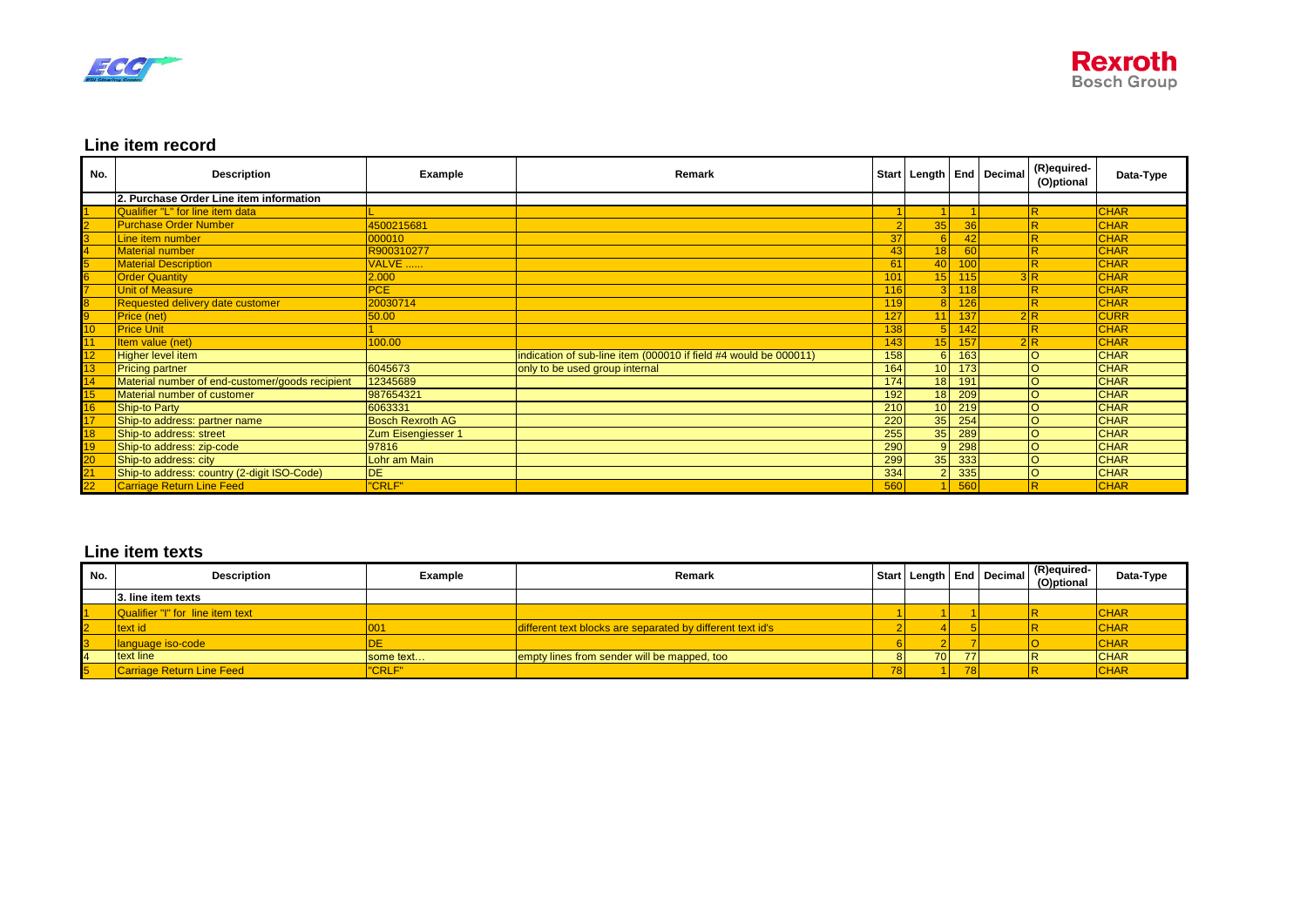## Line item record

| No. | Description | Example | Remark | Start | Length | End | Decimal | (R)equired-(O)ptional | Data-Type |
|---|---|---|---|---|---|---|---|---|---|
| | **2. Purchase Order Line item information** | | | | | | | | |
| 1 | Qualifier "L" for line item data | L | | 1 | 1 | 1 | | R | CHAR |
| 2 | Purchase Order Number | 4500215681 | | 2 | 35 | 36 | | R | CHAR |
| 3 | Line item number | 000010 | | 37 | 6 | 42 | | R | CHAR |
| 4 | Material number | R900310277 | | 43 | 18 | 60 | | R | CHAR |
| 5 | Material Description | VALVE ...... | | 61 | 40 | 100 | | R | CHAR |
| 6 | Order Quantity | 2.000 | | 101 | 15 | 115 | 3 | R | CHAR |
| 7 | Unit of Measure | PCE | | 116 | 3 | 118 | | R | CHAR |
| 8 | Requested delivery date customer | 20030714 | | 119 | 8 | 126 | | R | CHAR |
| 9 | Price (net) | 50.00 | | 127 | 11 | 137 | 2 | R | CURR |
| 10 | Price Unit | 1 | | 138 | 5 | 142 | | R | CHAR |
| 11 | Item value (net) | 100.00 | | 143 | 15 | 157 | 2 | R | CHAR |
| 12 | Higher level item | | indication of sub-line item (000010 if field #4 would be 000011) | 158 | 6 | 163 | | O | CHAR |
| 13 | Pricing partner | 6045673 | only to be used group internal | 164 | 10 | 173 | | O | CHAR |
| 14 | Material number of end-customer/goods recipient | 12345689 | | 174 | 18 | 191 | | O | CHAR |
| 15 | Material number of customer | 987654321 | | 192 | 18 | 209 | | O | CHAR |
| 16 | Ship-to Party | 6063331 | | 210 | 10 | 219 | | O | CHAR |
| 17 | Ship-to address: partner name | Bosch Rexroth AG | | 220 | 35 | 254 | | O | CHAR |
| 18 | Ship-to address: street | Zum Eisengiesser 1 | | 255 | 35 | 289 | | O | CHAR |
| 19 | Ship-to address: zip-code | 97816 | | 290 | 9 | 298 | | O | CHAR |
| 20 | Ship-to address: city | Lohr am Main | | 299 | 35 | 333 | | O | CHAR |
| 21 | Ship-to address: country (2-digit ISO-Code) | DE | | 334 | 2 | 335 | | O | CHAR |
| 22 | Carriage Return Line Feed | "CRLF" | | 560 | 1 | 560 | | R | CHAR |

## Line item texts

| No. | Description | Example | Remark | Start | Length | End | Decimal | (R)equired-(O)ptional | Data-Type |
|---|---|---|---|---|---|---|---|---|---|
| | **3. line item texts** | | | | | | | | |
| 1 | Qualifier "I" for line item text | | | 1 | 1 | 1 | | R | CHAR |
| 2 | text id | 001 | different text blocks are separated by different text id's | 2 | 4 | 5 | | R | CHAR |
| 3 | language iso-code | DE | | 6 | 2 | 7 | | O | CHAR |
| 4 | text line | some text... | empty lines from sender will be mapped, too | 8 | 70 | 77 | | R | CHAR |
| 5 | Carriage Return Line Feed | "CRLF" | | 78 | 1 | 78 | | R | CHAR |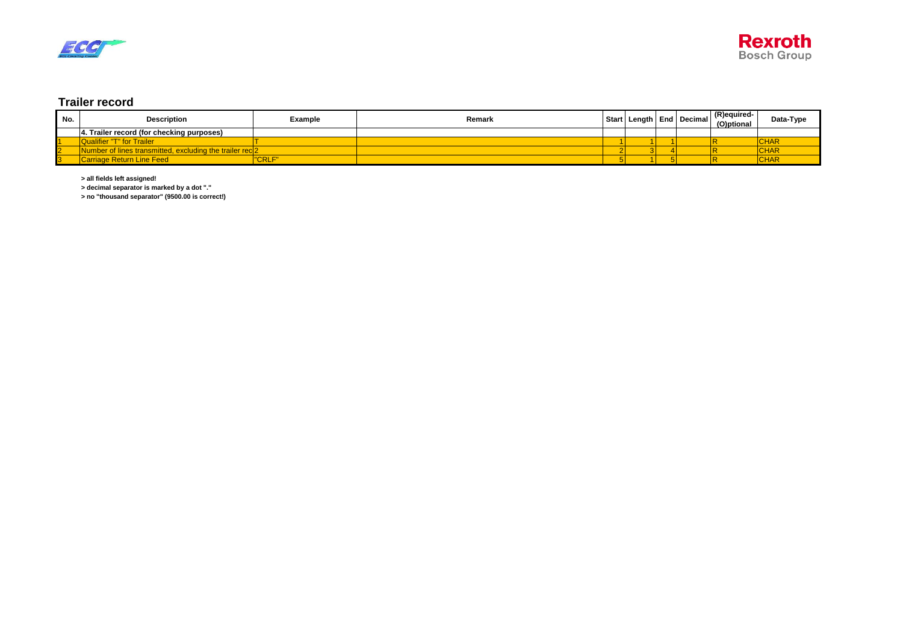## Trailer record

| No. | Description | Example | Remark | Start | Length | End | Decimal | (R)equired-(O)ptional | Data-Type |
|---|---|---|---|---|---|---|---|---|---|
| | 4. Trailer record (for checking purposes) | | | | | | | | |
| 1 | Qualifier "T" for Trailer | T | | 1 | 1 | 1 | | R | CHAR |
| 2 | Number of lines transmitted, excluding the trailer rec | 2 | | 2 | 3 | 4 | | R | CHAR |
| 3 | Carriage Return Line Feed | "CRLF" | | 5 | 1 | 5 | | R | CHAR |

**> all fields left assigned!**

**> decimal separator is marked by a dot "."**

**> no "thousand separator" (9500.00 is correct!)**